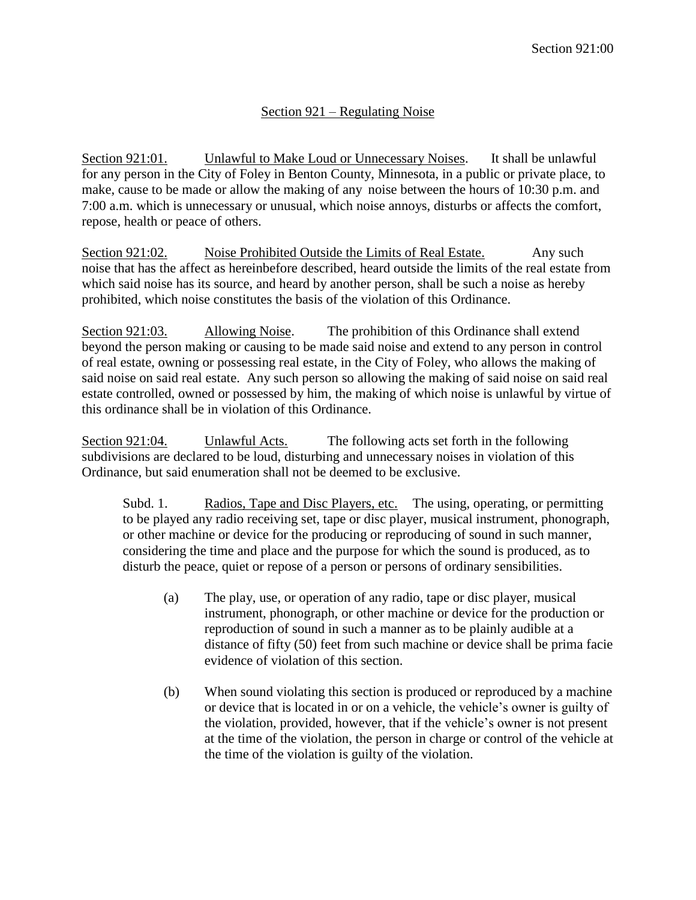# Section 921 – Regulating Noise

Section 921:01. Unlawful to Make Loud or Unnecessary Noises. It shall be unlawful for any person in the City of Foley in Benton County, Minnesota, in a public or private place, to make, cause to be made or allow the making of any noise between the hours of 10:30 p.m. and 7:00 a.m. which is unnecessary or unusual, which noise annoys, disturbs or affects the comfort, repose, health or peace of others.

Section 921:02. Noise Prohibited Outside the Limits of Real Estate. Any such noise that has the affect as hereinbefore described, heard outside the limits of the real estate from which said noise has its source, and heard by another person, shall be such a noise as hereby prohibited, which noise constitutes the basis of the violation of this Ordinance.

Section 921:03. Allowing Noise. The prohibition of this Ordinance shall extend beyond the person making or causing to be made said noise and extend to any person in control of real estate, owning or possessing real estate, in the City of Foley, who allows the making of said noise on said real estate. Any such person so allowing the making of said noise on said real estate controlled, owned or possessed by him, the making of which noise is unlawful by virtue of this ordinance shall be in violation of this Ordinance.

Section 921:04. Unlawful Acts. The following acts set forth in the following subdivisions are declared to be loud, disturbing and unnecessary noises in violation of this Ordinance, but said enumeration shall not be deemed to be exclusive.

Subd. 1. Radios, Tape and Disc Players, etc. The using, operating, or permitting to be played any radio receiving set, tape or disc player, musical instrument, phonograph, or other machine or device for the producing or reproducing of sound in such manner, considering the time and place and the purpose for which the sound is produced, as to disturb the peace, quiet or repose of a person or persons of ordinary sensibilities.

(a) The play, use, or operation of any radio, tape or disc player, musical instrument, phonograph, or other machine or device for the production or reproduction of sound in such a manner as to be plainly audible at a distance of fifty (50) feet from such machine or device shall be prima facie evidence of violation of this section.

(b) When sound violating this section is produced or reproduced by a machine or device that is located in or on a vehicle, the vehicle's owner is guilty of the violation, provided, however, that if the vehicle's owner is not present at the time of the violation, the person in charge or control of the vehicle at the time of the violation is guilty of the violation.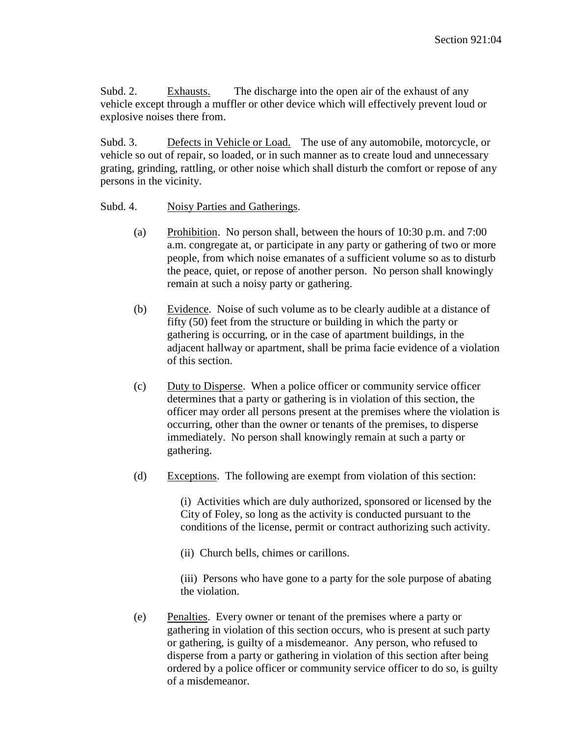Subd. 2. Exhausts. The discharge into the open air of the exhaust of any vehicle except through a muffler or other device which will effectively prevent loud or explosive noises there from.

Subd. 3. Defects in Vehicle or Load. The use of any automobile, motorcycle, or vehicle so out of repair, so loaded, or in such manner as to create loud and unnecessary grating, grinding, rattling, or other noise which shall disturb the comfort or repose of any persons in the vicinity.

Subd. 4. Noisy Parties and Gatherings.

(a) Prohibition. No person shall, between the hours of 10:30 p.m. and 7:00 a.m. congregate at, or participate in any party or gathering of two or more people, from which noise emanates of a sufficient volume so as to disturb the peace, quiet, or repose of another person. No person shall knowingly remain at such a noisy party or gathering.

(b) Evidence. Noise of such volume as to be clearly audible at a distance of fifty (50) feet from the structure or building in which the party or gathering is occurring, or in the case of apartment buildings, in the adjacent hallway or apartment, shall be prima facie evidence of a violation of this section.

(c) Duty to Disperse. When a police officer or community service officer determines that a party or gathering is in violation of this section, the officer may order all persons present at the premises where the violation is occurring, other than the owner or tenants of the premises, to disperse immediately. No person shall knowingly remain at such a party or gathering.

(d) Exceptions. The following are exempt from violation of this section:

(i) Activities which are duly authorized, sponsored or licensed by the City of Foley, so long as the activity is conducted pursuant to the conditions of the license, permit or contract authorizing such activity.

(ii) Church bells, chimes or carillons.

(iii) Persons who have gone to a party for the sole purpose of abating the violation.

(e) Penalties. Every owner or tenant of the premises where a party or gathering in violation of this section occurs, who is present at such party or gathering, is guilty of a misdemeanor. Any person, who refused to disperse from a party or gathering in violation of this section after being ordered by a police officer or community service officer to do so, is guilty of a misdemeanor.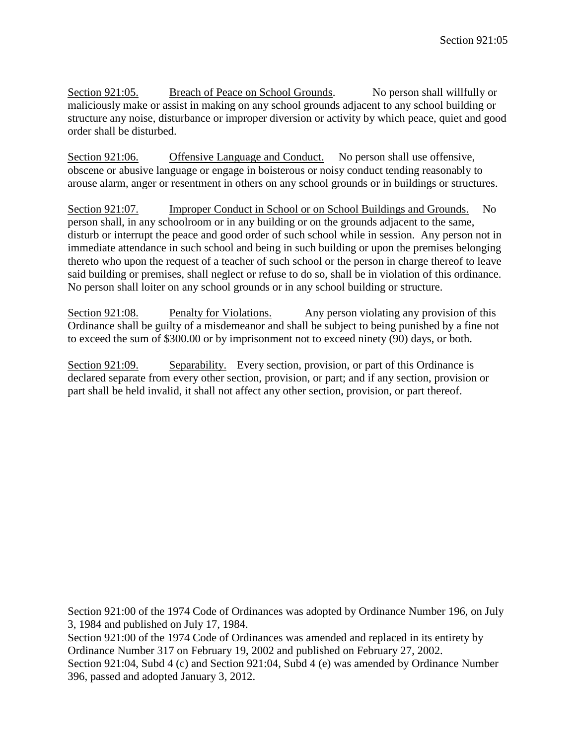Section 921:05. Breach of Peace on School Grounds. No person shall willfully or maliciously make or assist in making on any school grounds adjacent to any school building or structure any noise, disturbance or improper diversion or activity by which peace, quiet and good order shall be disturbed.

Section 921:06. Offensive Language and Conduct. No person shall use offensive, obscene or abusive language or engage in boisterous or noisy conduct tending reasonably to arouse alarm, anger or resentment in others on any school grounds or in buildings or structures.

Section 921:07. Improper Conduct in School or on School Buildings and Grounds. No person shall, in any schoolroom or in any building or on the grounds adjacent to the same, disturb or interrupt the peace and good order of such school while in session. Any person not in immediate attendance in such school and being in such building or upon the premises belonging thereto who upon the request of a teacher of such school or the person in charge thereof to leave said building or premises, shall neglect or refuse to do so, shall be in violation of this ordinance. No person shall loiter on any school grounds or in any school building or structure.

Section 921:08. Penalty for Violations. Any person violating any provision of this Ordinance shall be guilty of a misdemeanor and shall be subject to being punished by a fine not to exceed the sum of $300.00 or by imprisonment not to exceed ninety (90) days, or both.

Section 921:09. Separability. Every section, provision, or part of this Ordinance is declared separate from every other section, provision, or part; and if any section, provision or part shall be held invalid, it shall not affect any other section, provision, or part thereof.

Section 921:00 of the 1974 Code of Ordinances was adopted by Ordinance Number 196, on July 3, 1984 and published on July 17, 1984.
Section 921:00 of the 1974 Code of Ordinances was amended and replaced in its entirety by Ordinance Number 317 on February 19, 2002 and published on February 27, 2002.
Section 921:04, Subd 4 (c) and Section 921:04, Subd 4 (e) was amended by Ordinance Number 396, passed and adopted January 3, 2012.